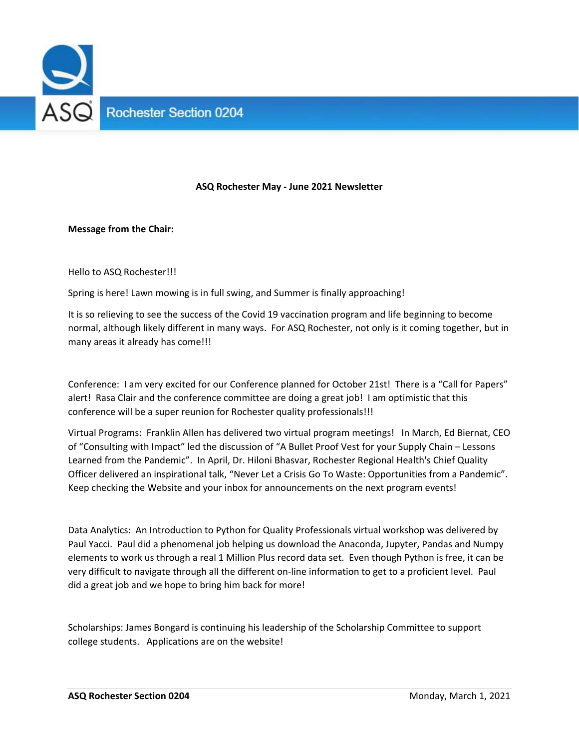ASQ Rochester Section 0204

**ASQ Rochester May - June 2021 Newsletter**

**Message from the Chair:**

Hello to ASQ Rochester!!!

Spring is here! Lawn mowing is in full swing, and Summer is finally approaching!

It is so relieving to see the success of the Covid 19 vaccination program and life beginning to become normal, although likely different in many ways. For ASQ Rochester, not only is it coming together, but in many areas it already has come!!!

Conference: I am very excited for our Conference planned for October 21st! There is a "Call for Papers" alert! Rasa Clair and the conference committee are doing a great job! I am optimistic that this conference will be a super reunion for Rochester quality professionals!!!

Virtual Programs: Franklin Allen has delivered two virtual program meetings! In March, Ed Biernat, CEO of "Consulting with Impact" led the discussion of "A Bullet Proof Vest for your Supply Chain – Lessons Learned from the Pandemic". In April, Dr. Hiloni Bhasvar, Rochester Regional Health's Chief Quality Officer delivered an inspirational talk, "Never Let a Crisis Go To Waste: Opportunities from a Pandemic". Keep checking the Website and your inbox for announcements on the next program events!

Data Analytics: An Introduction to Python for Quality Professionals virtual workshop was delivered by Paul Yacci. Paul did a phenomenal job helping us download the Anaconda, Jupyter, Pandas and Numpy elements to work us through a real 1 Million Plus record data set. Even though Python is free, it can be very difficult to navigate through all the different on-line information to get to a proficient level. Paul did a great job and we hope to bring him back for more!

Scholarships: James Bongard is continuing his leadership of the Scholarship Committee to support college students. Applications are on the website!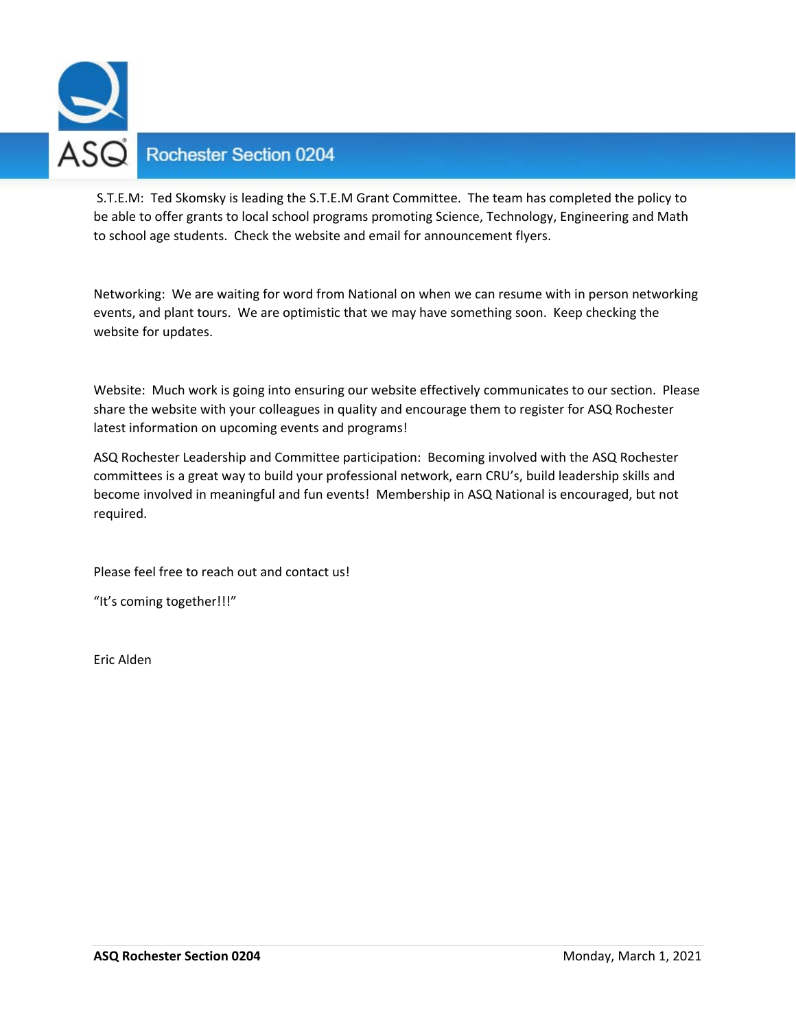S.T.E.M: Ted Skomsky is leading the S.T.E.M Grant Committee. The team has completed the policy to be able to offer grants to local school programs promoting Science, Technology, Engineering and Math to school age students. Check the website and email for announcement flyers.

Networking: We are waiting for word from National on when we can resume with in person networking events, and plant tours. We are optimistic that we may have something soon. Keep checking the website for updates.

Website: Much work is going into ensuring our website effectively communicates to our section. Please share the website with your colleagues in quality and encourage them to register for ASQ Rochester latest information on upcoming events and programs!

ASQ Rochester Leadership and Committee participation: Becoming involved with the ASQ Rochester committees is a great way to build your professional network, earn CRU's, build leadership skills and become involved in meaningful and fun events! Membership in ASQ National is encouraged, but not required.

Please feel free to reach out and contact us!

"It's coming together!!!"

Eric Alden